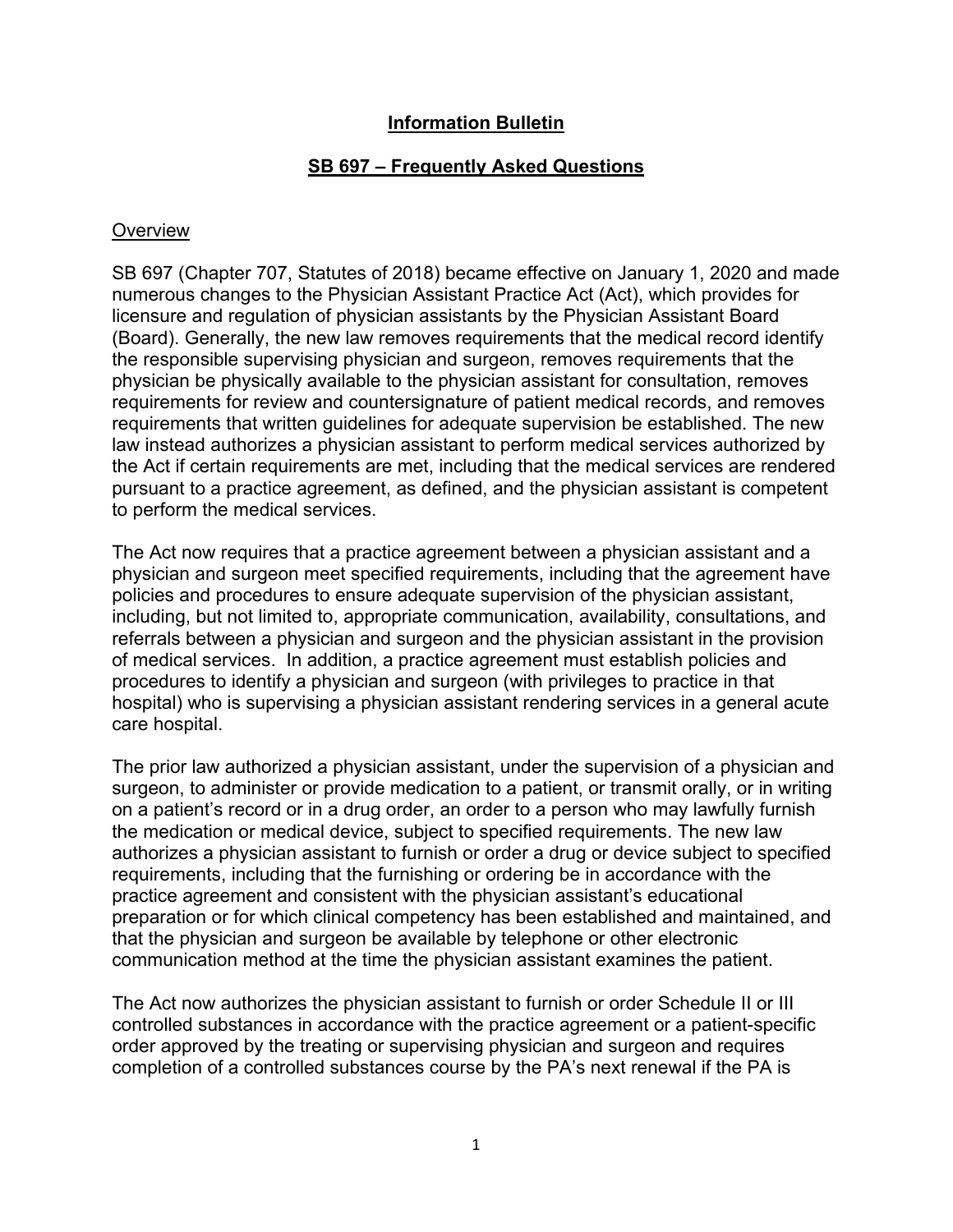# Information Bulletin

## SB 697 – Frequently Asked Questions

### Overview

SB 697 (Chapter 707, Statutes of 2018) became effective on January 1, 2020 and made numerous changes to the Physician Assistant Practice Act (Act), which provides for licensure and regulation of physician assistants by the Physician Assistant Board (Board). Generally, the new law removes requirements that the medical record identify the responsible supervising physician and surgeon, removes requirements that the physician be physically available to the physician assistant for consultation, removes requirements for review and countersignature of patient medical records, and removes requirements that written guidelines for adequate supervision be established. The new law instead authorizes a physician assistant to perform medical services authorized by the Act if certain requirements are met, including that the medical services are rendered pursuant to a practice agreement, as defined, and the physician assistant is competent to perform the medical services.

The Act now requires that a practice agreement between a physician assistant and a physician and surgeon meet specified requirements, including that the agreement have policies and procedures to ensure adequate supervision of the physician assistant, including, but not limited to, appropriate communication, availability, consultations, and referrals between a physician and surgeon and the physician assistant in the provision of medical services. In addition, a practice agreement must establish policies and procedures to identify a physician and surgeon (with privileges to practice in that hospital) who is supervising a physician assistant rendering services in a general acute care hospital.

The prior law authorized a physician assistant, under the supervision of a physician and surgeon, to administer or provide medication to a patient, or transmit orally, or in writing on a patient's record or in a drug order, an order to a person who may lawfully furnish the medication or medical device, subject to specified requirements. The new law authorizes a physician assistant to furnish or order a drug or device subject to specified requirements, including that the furnishing or ordering be in accordance with the practice agreement and consistent with the physician assistant's educational preparation or for which clinical competency has been established and maintained, and that the physician and surgeon be available by telephone or other electronic communication method at the time the physician assistant examines the patient.

The Act now authorizes the physician assistant to furnish or order Schedule II or III controlled substances in accordance with the practice agreement or a patient-specific order approved by the treating or supervising physician and surgeon and requires completion of a controlled substances course by the PA's next renewal if the PA is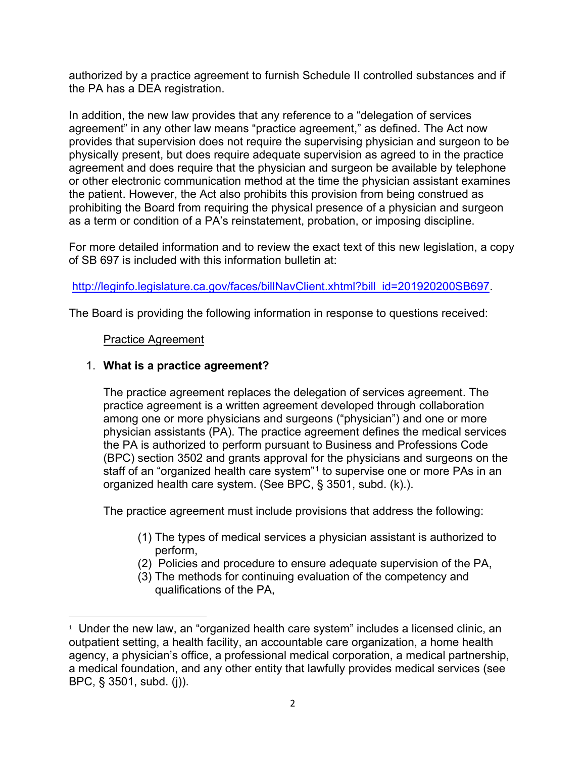authorized by a practice agreement to furnish Schedule II controlled substances and if the PA has a DEA registration.

In addition, the new law provides that any reference to a "delegation of services agreement" in any other law means "practice agreement," as defined. The Act now provides that supervision does not require the supervising physician and surgeon to be physically present, but does require adequate supervision as agreed to in the practice agreement and does require that the physician and surgeon be available by telephone or other electronic communication method at the time the physician assistant examines the patient. However, the Act also prohibits this provision from being construed as prohibiting the Board from requiring the physical presence of a physician and surgeon as a term or condition of a PA's reinstatement, probation, or imposing discipline.

For more detailed information and to review the exact text of this new legislation, a copy of SB 697 is included with this information bulletin at:

http://leginfo.legislature.ca.gov/faces/billNavClient.xhtml?bill_id=201920200SB697.

The Board is providing the following information in response to questions received:

Practice Agreement

1. **What is a practice agreement?**

   The practice agreement replaces the delegation of services agreement. The practice agreement is a written agreement developed through collaboration among one or more physicians and surgeons ("physician") and one or more physician assistants (PA). The practice agreement defines the medical services the PA is authorized to perform pursuant to Business and Professions Code (BPC) section 3502 and grants approval for the physicians and surgeons on the staff of an "organized health care system"[1] to supervise one or more PAs in an organized health care system. (See BPC, § 3501, subd. (k).).

   The practice agreement must include provisions that address the following:

   (1) The types of medical services a physician assistant is authorized to perform,
   (2) Policies and procedure to ensure adequate supervision of the PA,
   (3) The methods for continuing evaluation of the competency and qualifications of the PA,

[1] Under the new law, an "organized health care system" includes a licensed clinic, an outpatient setting, a health facility, an accountable care organization, a home health agency, a physician's office, a professional medical corporation, a medical partnership, a medical foundation, and any other entity that lawfully provides medical services (see BPC, § 3501, subd. (j)).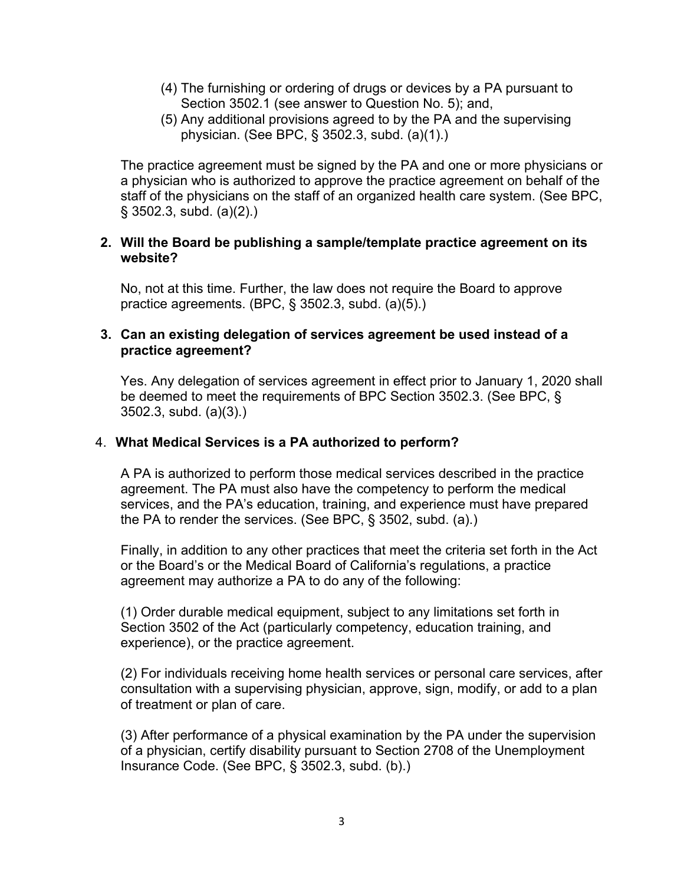(4) The furnishing or ordering of drugs or devices by a PA pursuant to Section 3502.1 (see answer to Question No. 5); and,

(5) Any additional provisions agreed to by the PA and the supervising physician. (See BPC, § 3502.3, subd. (a)(1).)

The practice agreement must be signed by the PA and one or more physicians or a physician who is authorized to approve the practice agreement on behalf of the staff of the physicians on the staff of an organized health care system. (See BPC, § 3502.3, subd. (a)(2).)

**2. Will the Board be publishing a sample/template practice agreement on its website?**

No, not at this time. Further, the law does not require the Board to approve practice agreements. (BPC, § 3502.3, subd. (a)(5).)

**3. Can an existing delegation of services agreement be used instead of a practice agreement?**

Yes. Any delegation of services agreement in effect prior to January 1, 2020 shall be deemed to meet the requirements of BPC Section 3502.3. (See BPC, § 3502.3, subd. (a)(3).)

**4. What Medical Services is a PA authorized to perform?**

A PA is authorized to perform those medical services described in the practice agreement. The PA must also have the competency to perform the medical services, and the PA's education, training, and experience must have prepared the PA to render the services. (See BPC, § 3502, subd. (a).)

Finally, in addition to any other practices that meet the criteria set forth in the Act or the Board's or the Medical Board of California's regulations, a practice agreement may authorize a PA to do any of the following:

(1) Order durable medical equipment, subject to any limitations set forth in Section 3502 of the Act (particularly competency, education training, and experience), or the practice agreement.

(2) For individuals receiving home health services or personal care services, after consultation with a supervising physician, approve, sign, modify, or add to a plan of treatment or plan of care.

(3) After performance of a physical examination by the PA under the supervision of a physician, certify disability pursuant to Section 2708 of the Unemployment Insurance Code. (See BPC, § 3502.3, subd. (b).)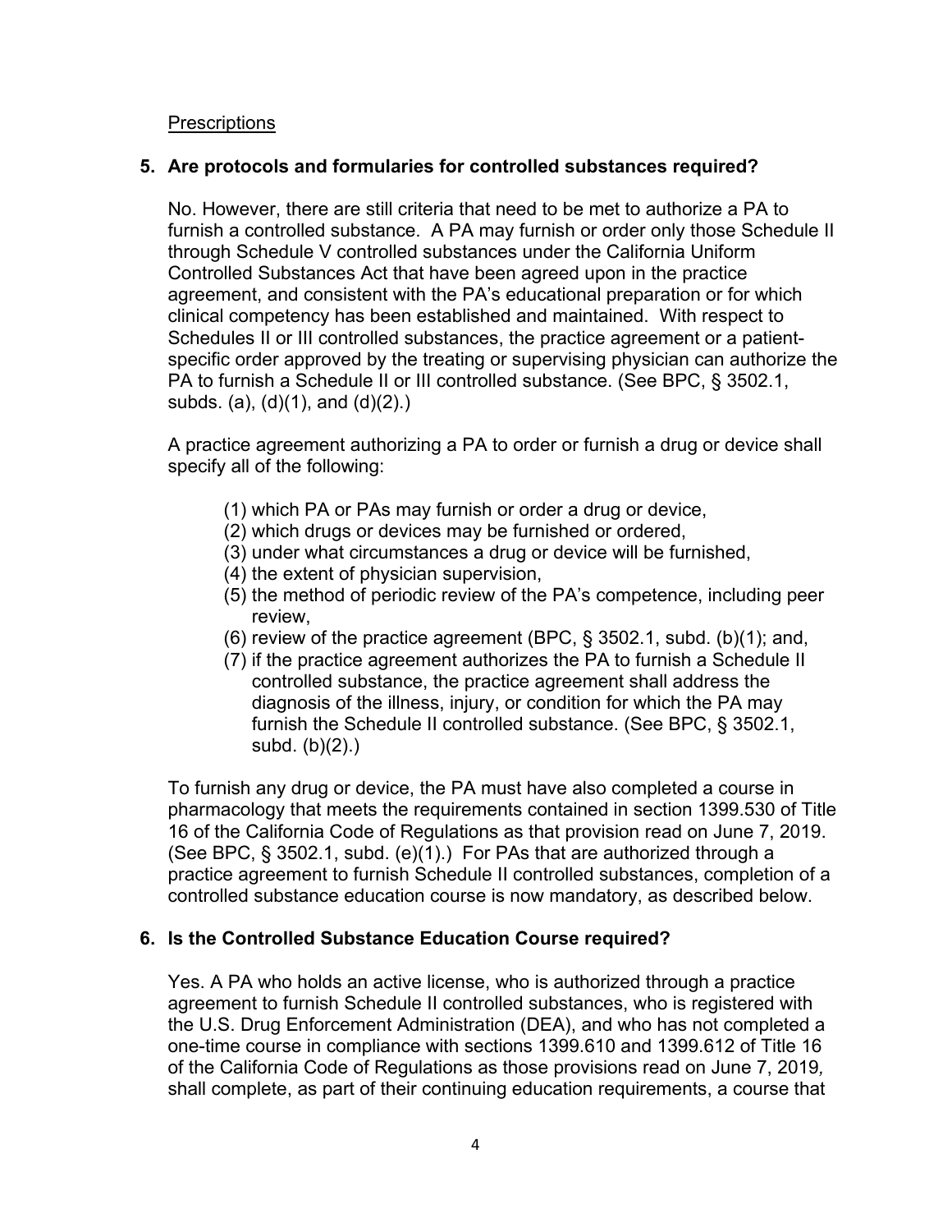Prescriptions

**5. Are protocols and formularies for controlled substances required?**

No. However, there are still criteria that need to be met to authorize a PA to furnish a controlled substance. A PA may furnish or order only those Schedule II through Schedule V controlled substances under the California Uniform Controlled Substances Act that have been agreed upon in the practice agreement, and consistent with the PA's educational preparation or for which clinical competency has been established and maintained. With respect to Schedules II or III controlled substances, the practice agreement or a patient-specific order approved by the treating or supervising physician can authorize the PA to furnish a Schedule II or III controlled substance. (See BPC, § 3502.1, subds. (a), (d)(1), and (d)(2).)

A practice agreement authorizing a PA to order or furnish a drug or device shall specify all of the following:

(1) which PA or PAs may furnish or order a drug or device,
(2) which drugs or devices may be furnished or ordered,
(3) under what circumstances a drug or device will be furnished,
(4) the extent of physician supervision,
(5) the method of periodic review of the PA's competence, including peer review,
(6) review of the practice agreement (BPC, § 3502.1, subd. (b)(1); and,
(7) if the practice agreement authorizes the PA to furnish a Schedule II controlled substance, the practice agreement shall address the diagnosis of the illness, injury, or condition for which the PA may furnish the Schedule II controlled substance. (See BPC, § 3502.1, subd. (b)(2).)

To furnish any drug or device, the PA must have also completed a course in pharmacology that meets the requirements contained in section 1399.530 of Title 16 of the California Code of Regulations as that provision read on June 7, 2019. (See BPC, § 3502.1, subd. (e)(1).) For PAs that are authorized through a practice agreement to furnish Schedule II controlled substances, completion of a controlled substance education course is now mandatory, as described below.

**6. Is the Controlled Substance Education Course required?**

Yes. A PA who holds an active license, who is authorized through a practice agreement to furnish Schedule II controlled substances, who is registered with the U.S. Drug Enforcement Administration (DEA), and who has not completed a one-time course in compliance with sections 1399.610 and 1399.612 of Title 16 of the California Code of Regulations as those provisions read on June 7, 2019, shall complete, as part of their continuing education requirements, a course that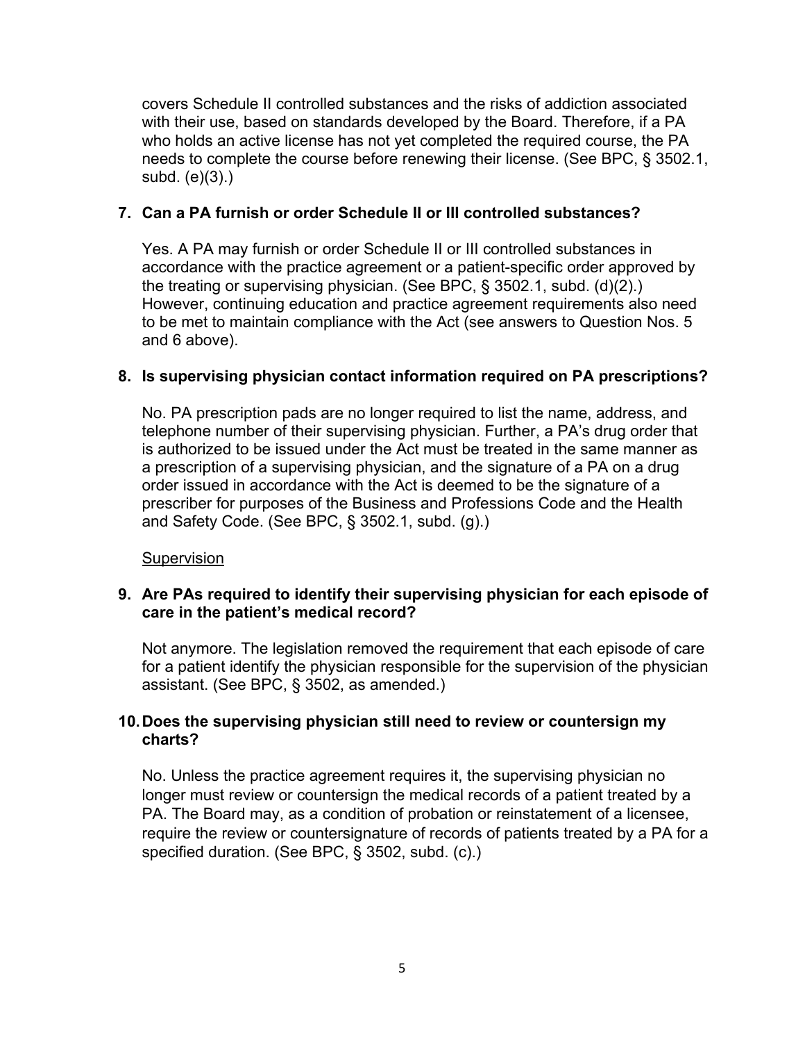covers Schedule II controlled substances and the risks of addiction associated with their use, based on standards developed by the Board. Therefore, if a PA who holds an active license has not yet completed the required course, the PA needs to complete the course before renewing their license. (See BPC, § 3502.1, subd. (e)(3).)

**7. Can a PA furnish or order Schedule II or III controlled substances?**

Yes. A PA may furnish or order Schedule II or III controlled substances in accordance with the practice agreement or a patient-specific order approved by the treating or supervising physician. (See BPC, § 3502.1, subd. (d)(2).) However, continuing education and practice agreement requirements also need to be met to maintain compliance with the Act (see answers to Question Nos. 5 and 6 above).

**8. Is supervising physician contact information required on PA prescriptions?**

No. PA prescription pads are no longer required to list the name, address, and telephone number of their supervising physician. Further, a PA's drug order that is authorized to be issued under the Act must be treated in the same manner as a prescription of a supervising physician, and the signature of a PA on a drug order issued in accordance with the Act is deemed to be the signature of a prescriber for purposes of the Business and Professions Code and the Health and Safety Code. (See BPC, § 3502.1, subd. (g).)

<u>Supervision</u>

**9. Are PAs required to identify their supervising physician for each episode of care in the patient's medical record?**

Not anymore. The legislation removed the requirement that each episode of care for a patient identify the physician responsible for the supervision of the physician assistant. (See BPC, § 3502, as amended.)

**10. Does the supervising physician still need to review or countersign my charts?**

No. Unless the practice agreement requires it, the supervising physician no longer must review or countersign the medical records of a patient treated by a PA. The Board may, as a condition of probation or reinstatement of a licensee, require the review or countersignature of records of patients treated by a PA for a specified duration. (See BPC, § 3502, subd. (c).)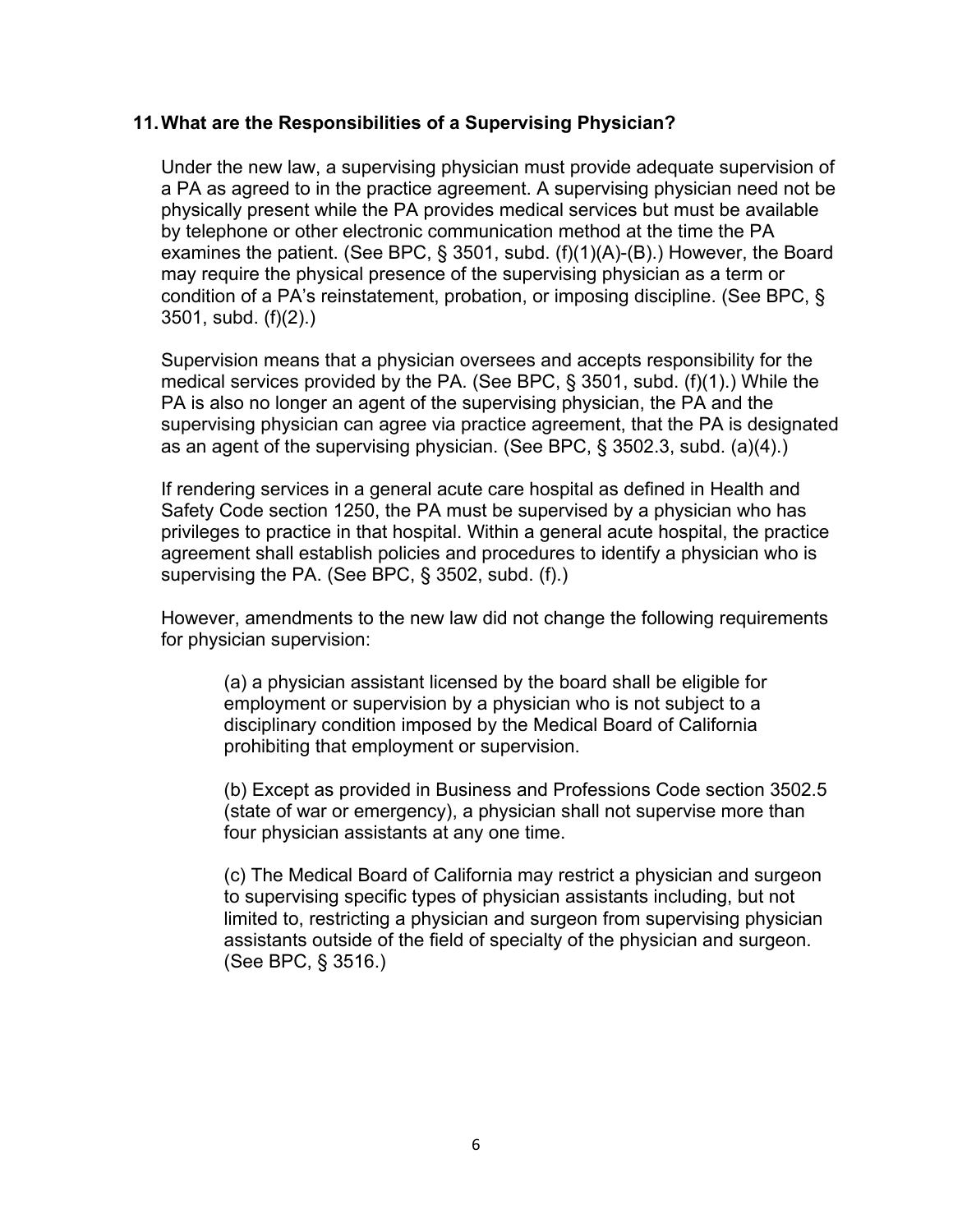## 11. What are the Responsibilities of a Supervising Physician?

Under the new law, a supervising physician must provide adequate supervision of a PA as agreed to in the practice agreement. A supervising physician need not be physically present while the PA provides medical services but must be available by telephone or other electronic communication method at the time the PA examines the patient. (See BPC, § 3501, subd. (f)(1)(A)-(B).) However, the Board may require the physical presence of the supervising physician as a term or condition of a PA's reinstatement, probation, or imposing discipline. (See BPC, § 3501, subd. (f)(2).)

Supervision means that a physician oversees and accepts responsibility for the medical services provided by the PA. (See BPC, § 3501, subd. (f)(1).) While the PA is also no longer an agent of the supervising physician, the PA and the supervising physician can agree via practice agreement, that the PA is designated as an agent of the supervising physician. (See BPC, § 3502.3, subd. (a)(4).)

If rendering services in a general acute care hospital as defined in Health and Safety Code section 1250, the PA must be supervised by a physician who has privileges to practice in that hospital. Within a general acute hospital, the practice agreement shall establish policies and procedures to identify a physician who is supervising the PA. (See BPC, § 3502, subd. (f).)

However, amendments to the new law did not change the following requirements for physician supervision:

> (a) a physician assistant licensed by the board shall be eligible for employment or supervision by a physician who is not subject to a disciplinary condition imposed by the Medical Board of California prohibiting that employment or supervision.
>
> (b) Except as provided in Business and Professions Code section 3502.5 (state of war or emergency), a physician shall not supervise more than four physician assistants at any one time.
>
> (c) The Medical Board of California may restrict a physician and surgeon to supervising specific types of physician assistants including, but not limited to, restricting a physician and surgeon from supervising physician assistants outside of the field of specialty of the physician and surgeon. (See BPC, § 3516.)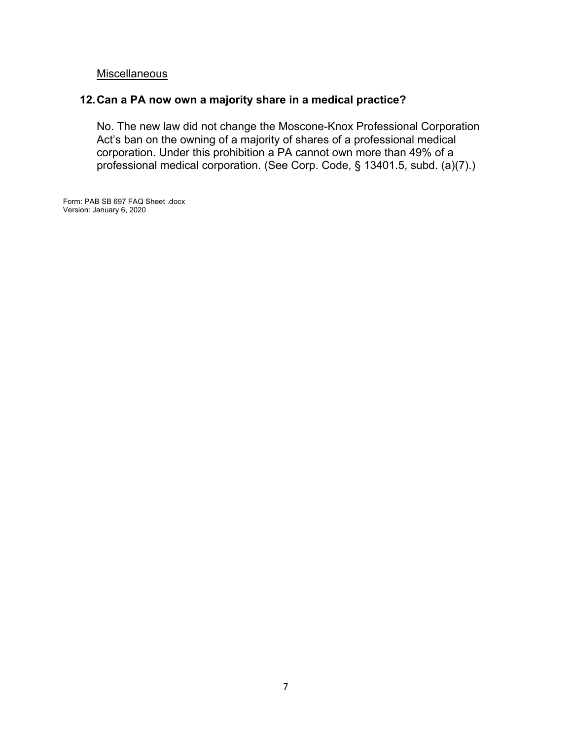<u>Miscellaneous</u>

### 12. Can a PA now own a majority share in a medical practice?

No. The new law did not change the Moscone-Knox Professional Corporation Act's ban on the owning of a majority of shares of a professional medical corporation. Under this prohibition a PA cannot own more than 49% of a professional medical corporation. (See Corp. Code, § 13401.5, subd. (a)(7).)

Form: PAB SB 697 FAQ Sheet .docx
Version: January 6, 2020